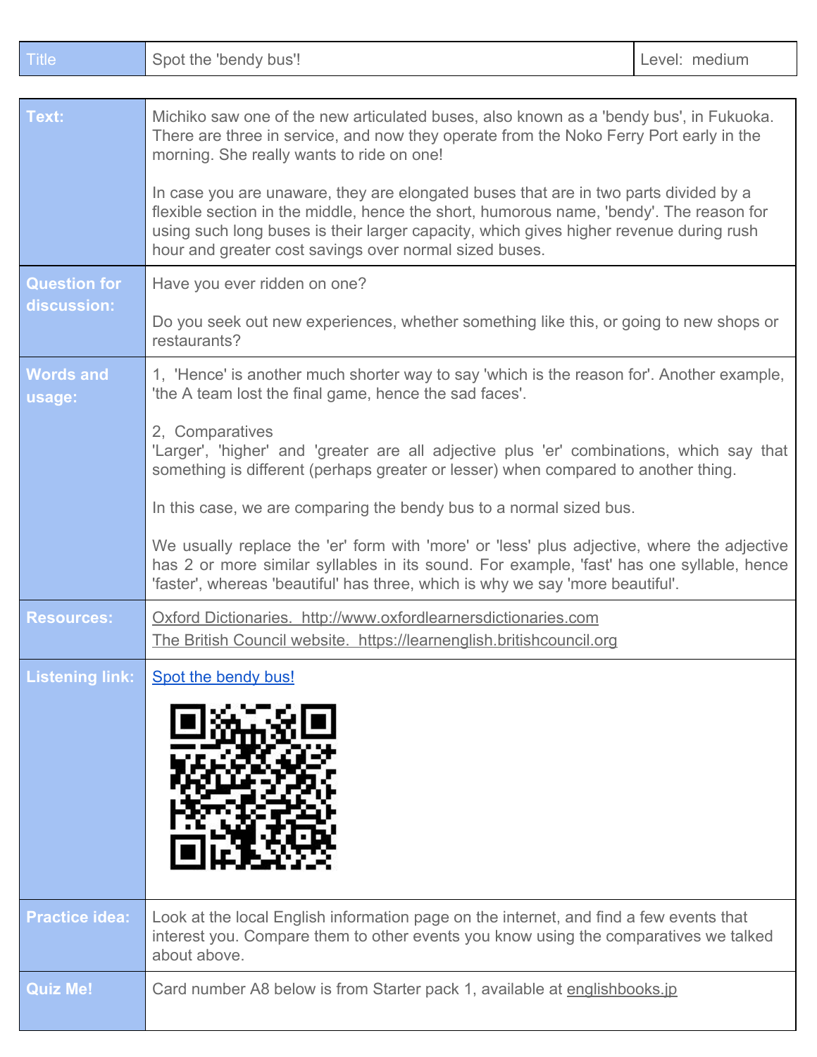| Title | Spot the 'bendy bus'! | Level: medium |
|---|---|---|

| | |
|---|---|
| **Text:** | Michiko saw one of the new articulated buses, also known as a 'bendy bus', in Fukuoka. There are three in service, and now they operate from the Noko Ferry Port early in the morning. She really wants to ride on one!<br><br>In case you are unaware, they are elongated buses that are in two parts divided by a flexible section in the middle, hence the short, humorous name, 'bendy'. The reason for using such long buses is their larger capacity, which gives higher revenue during rush hour and greater cost savings over normal sized buses. |
| **Question for discussion:** | Have you ever ridden on one?<br><br>Do you seek out new experiences, whether something like this, or going to new shops or restaurants? |
| **Words and usage:** | 1, 'Hence' is another much shorter way to say 'which is the reason for'. Another example, 'the A team lost the final game, hence the sad faces'.<br><br>2, Comparatives<br>'Larger', 'higher' and 'greater are all adjective plus 'er' combinations, which say that something is different (perhaps greater or lesser) when compared to another thing.<br><br>In this case, we are comparing the bendy bus to a normal sized bus.<br><br>We usually replace the 'er' form with 'more' or 'less' plus adjective, where the adjective has 2 or more similar syllables in its sound. For example, 'fast' has one syllable, hence 'faster', whereas 'beautiful' has three, which is why we say 'more beautiful'. |
| **Resources:** | Oxford Dictionaries. http://www.oxfordlearnersdictionaries.com<br>The British Council website. https://learnenglish.britishcouncil.org |
| **Listening link:** | Spot the bendy bus! |
| **Practice idea:** | Look at the local English information page on the internet, and find a few events that interest you. Compare them to other events you know using the comparatives we talked about above. |
| **Quiz Me!** | Card number A8 below is from Starter pack 1, available at englishbooks.jp |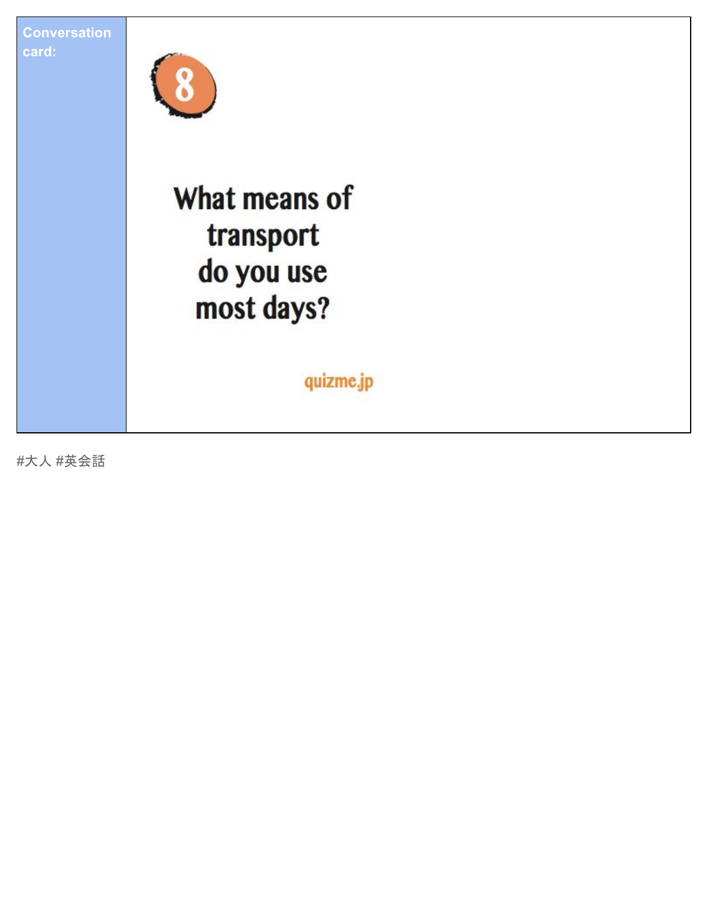| Conversation card: | 8<br><br>What means of transport do you use most days?<br><br>quizme.jp |
|---|---|

#大人 #英会話